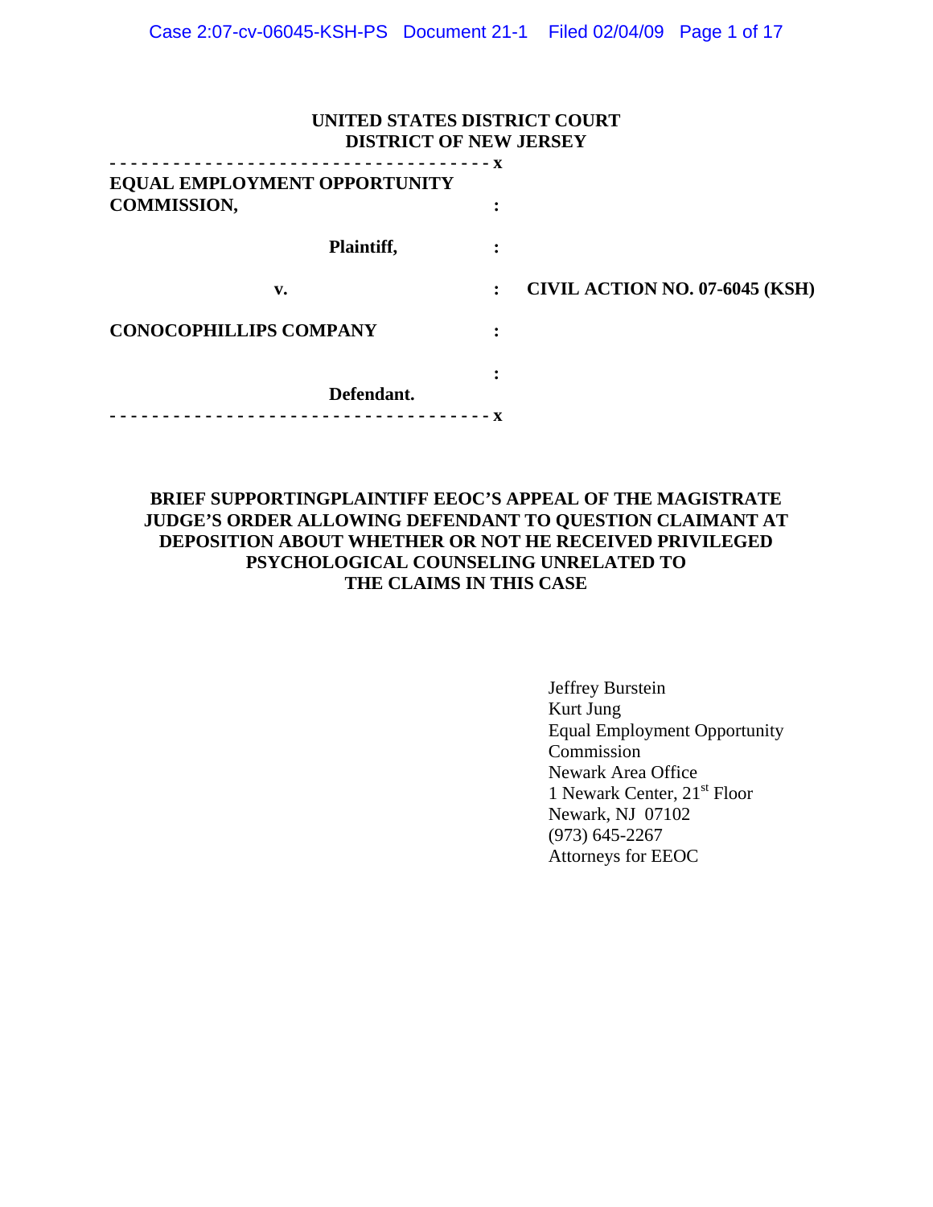**UNITED STATES DISTRICT COURT**
**DISTRICT OF NEW JERSEY**

- - - - - - - - - - - - - - - - - - - - - - - - - - - - - - - - - - - - x

**EQUAL EMPLOYMENT OPPORTUNITY COMMISSION,** :

**Plaintiff,** :

**v.** : **CIVIL ACTION NO. 07-6045 (KSH)**

**CONOCOPHILLIPS COMPANY** :

:

**Defendant.**

- - - - - - - - - - - - - - - - - - - - - - - - - - - - - - - - - - - - x

**BRIEF SUPPORTINGPLAINTIFF EEOC'S APPEAL OF THE MAGISTRATE JUDGE'S ORDER ALLOWING DEFENDANT TO QUESTION CLAIMANT AT DEPOSITION ABOUT WHETHER OR NOT HE RECEIVED PRIVILEGED PSYCHOLOGICAL COUNSELING UNRELATED TO THE CLAIMS IN THIS CASE**

Jeffrey Burstein
Kurt Jung
Equal Employment Opportunity Commission
Newark Area Office
1 Newark Center, 21st Floor
Newark, NJ 07102
(973) 645-2267
Attorneys for EEOC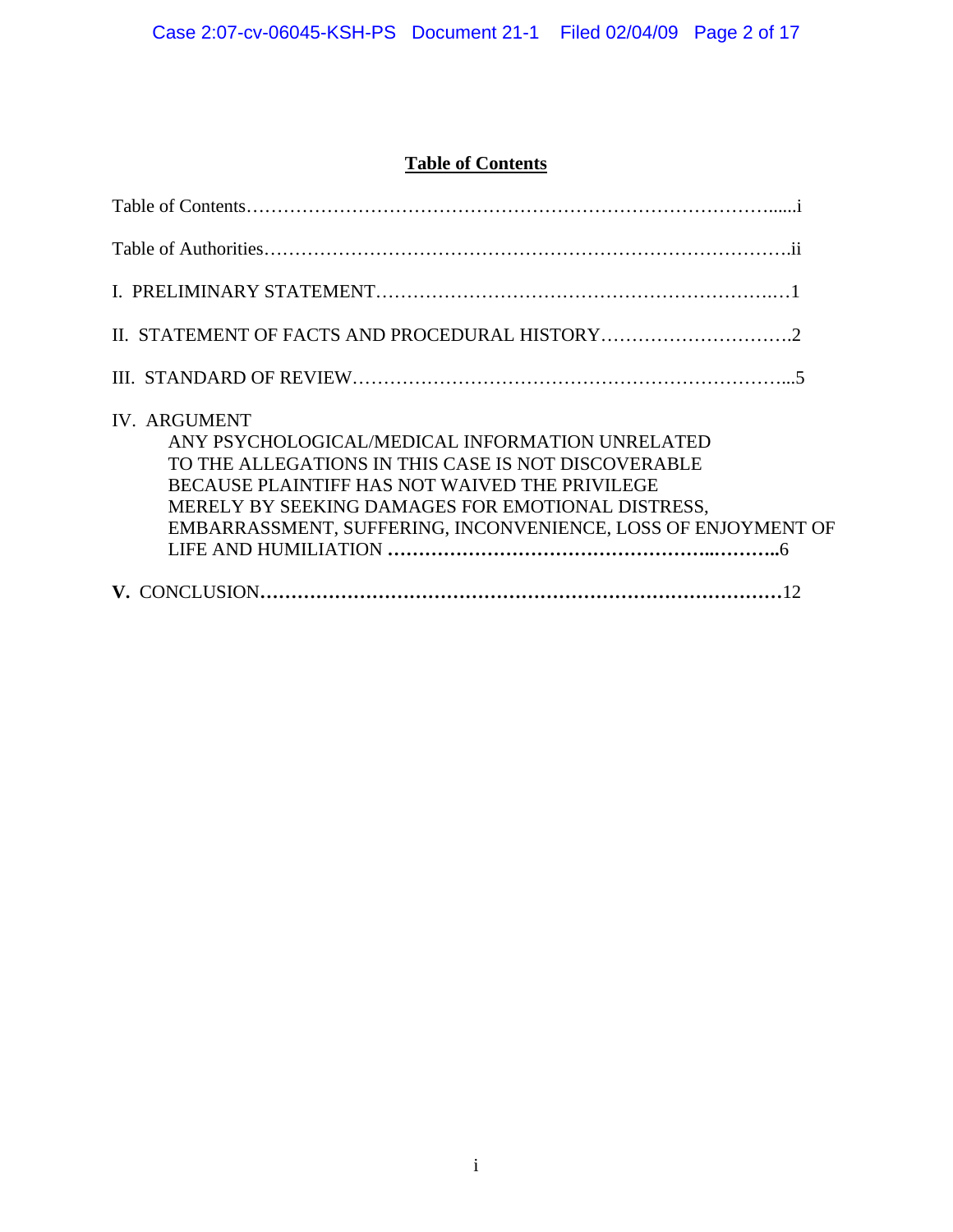# Table of Contents

Table of Contents……………………………………………………………………….....i

Table of Authorities……………………………………………………………………….ii

I. PRELIMINARY STATEMENT……………………………………………………..…1

II. STATEMENT OF FACTS AND PROCEDURAL HISTORY………………………….2

III. STANDARD OF REVIEW………………………………………………………….....5

IV. ARGUMENT

ANY PSYCHOLOGICAL/MEDICAL INFORMATION UNRELATED TO THE ALLEGATIONS IN THIS CASE IS NOT DISCOVERABLE BECAUSE PLAINTIFF HAS NOT WAIVED THE PRIVILEGE MERELY BY SEEKING DAMAGES FOR EMOTIONAL DISTRESS, EMBARRASSMENT, SUFFERING, INCONVENIENCE, LOSS OF ENJOYMENT OF LIFE AND HUMILIATION **……………………………………………...………..**6

**V.** CONCLUSION**…………………………………………………………………………**12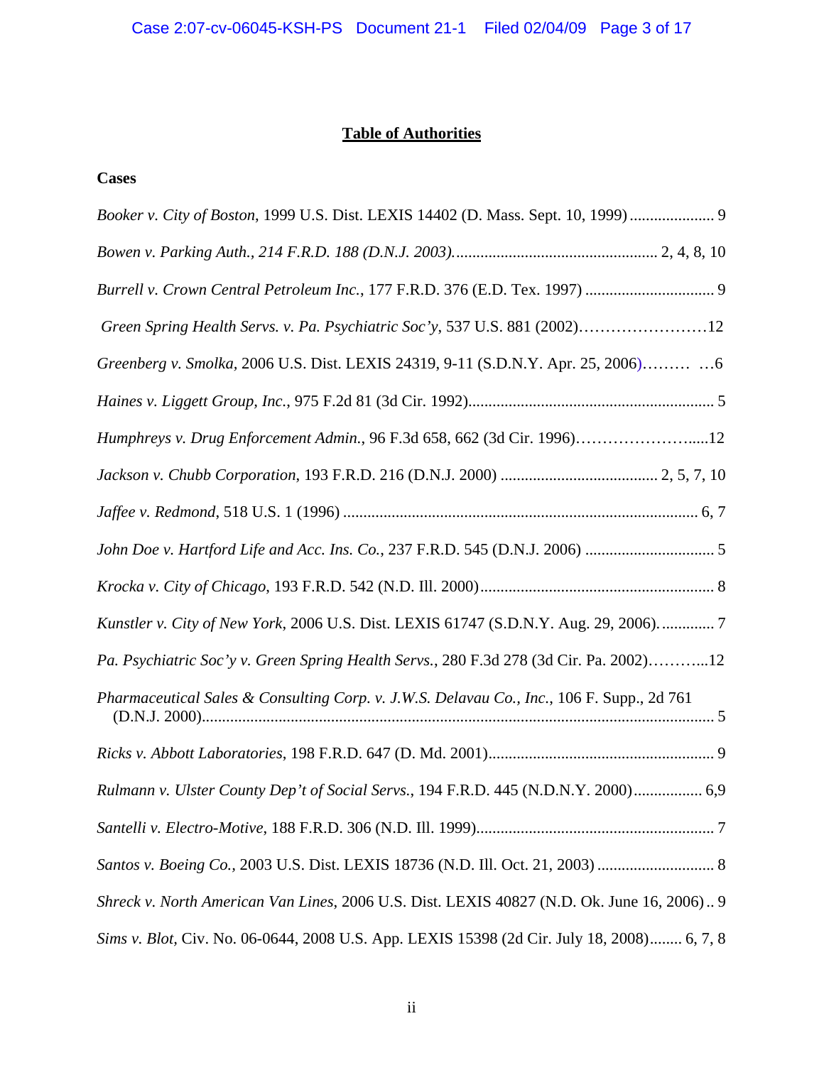# **Table of Authorities**

**Cases**

*Booker v. City of Boston*, 1999 U.S. Dist. LEXIS 14402 (D. Mass. Sept. 10, 1999) ..................... 9

*Bowen v. Parking Auth., 214 F.R.D. 188 (D.N.J. 2003).* ................................................. 2, 4, 8, 10

*Burrell v. Crown Central Petroleum Inc.*, 177 F.R.D. 376 (E.D. Tex. 1997) ................................ 9

*Green Spring Health Servs. v. Pa. Psychiatric Soc'y*, 537 U.S. 881 (2002)……………………12

*Greenberg v. Smolka*, 2006 U.S. Dist. LEXIS 24319, 9-11 (S.D.N.Y. Apr. 25, 2006)……… …6

*Haines v. Liggett Group, Inc.*, 975 F.2d 81 (3d Cir. 1992)............................................................. 5

*Humphreys v. Drug Enforcement Admin.*, 96 F.3d 658, 662 (3d Cir. 1996)………………….....12

*Jackson v. Chubb Corporation*, 193 F.R.D. 216 (D.N.J. 2000) ....................................... 2, 5, 7, 10

*Jaffee v. Redmond*, 518 U.S. 1 (1996) ........................................................................................ 6, 7

*John Doe v. Hartford Life and Acc. Ins. Co.*, 237 F.R.D. 545 (D.N.J. 2006) ................................ 5

*Krocka v. City of Chicago*, 193 F.R.D. 542 (N.D. Ill. 2000).......................................................... 8

*Kunstler v. City of New York*, 2006 U.S. Dist. LEXIS 61747 (S.D.N.Y. Aug. 29, 2006). ............. 7

*Pa. Psychiatric Soc'y v. Green Spring Health Servs.*, 280 F.3d 278 (3d Cir. Pa. 2002)………...12

*Pharmaceutical Sales & Consulting Corp. v. J.W.S. Delavau Co., Inc.*, 106 F. Supp., 2d 761 (D.N.J. 2000).............................................................................................................................. 5

*Ricks v. Abbott Laboratories*, 198 F.R.D. 647 (D. Md. 2001)........................................................ 9

*Rulmann v. Ulster County Dep't of Social Servs.*, 194 F.R.D. 445 (N.D.N.Y. 2000)................. 6,9

*Santelli v. Electro-Motive*, 188 F.R.D. 306 (N.D. Ill. 1999)........................................................... 7

*Santos v. Boeing Co.*, 2003 U.S. Dist. LEXIS 18736 (N.D. Ill. Oct. 21, 2003) ............................. 8

*Shreck v. North American Van Lines*, 2006 U.S. Dist. LEXIS 40827 (N.D. Ok. June 16, 2006).. 9

*Sims v. Blot,* Civ. No. 06-0644, 2008 U.S. App. LEXIS 15398 (2d Cir. July 18, 2008)........ 6, 7, 8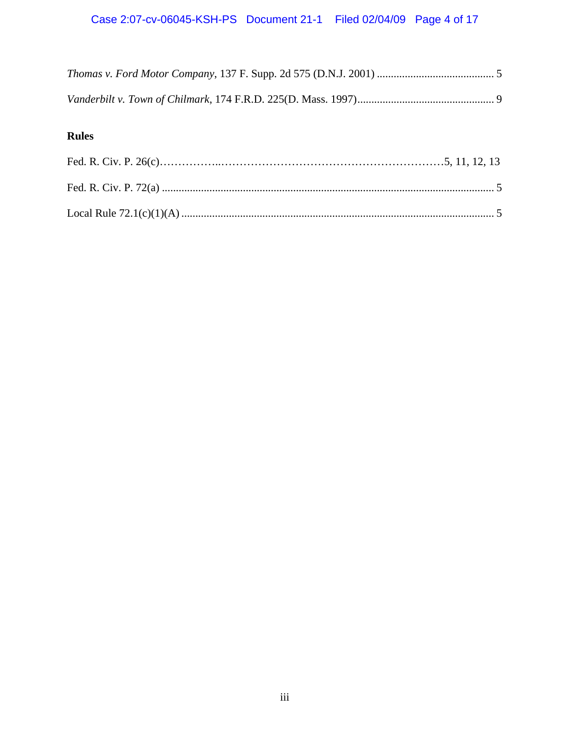*Thomas v. Ford Motor Company*, 137 F. Supp. 2d 575 (D.N.J. 2001) .......................................... 5

*Vanderbilt v. Town of Chilmark*, 174 F.R.D. 225(D. Mass. 1997)................................................. 9

**Rules**

Fed. R. Civ. P. 26(c)……………..…………………………………………………….5, 11, 12, 13

Fed. R. Civ. P. 72(a) ...................................................................................................................... 5

Local Rule 72.1(c)(1)(A) ............................................................................................................... 5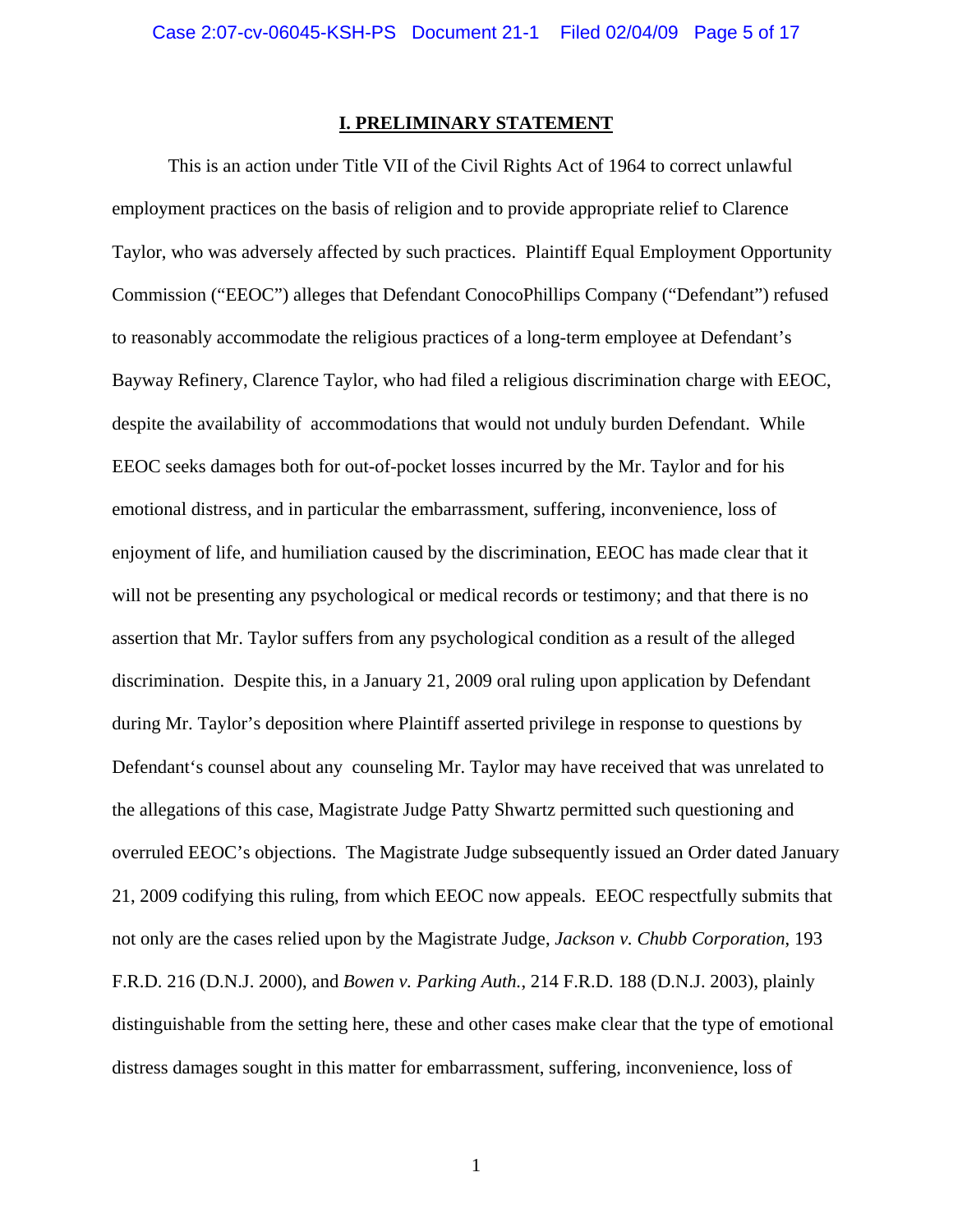## I. PRELIMINARY STATEMENT

This is an action under Title VII of the Civil Rights Act of 1964 to correct unlawful employment practices on the basis of religion and to provide appropriate relief to Clarence Taylor, who was adversely affected by such practices. Plaintiff Equal Employment Opportunity Commission ("EEOC") alleges that Defendant ConocoPhillips Company ("Defendant") refused to reasonably accommodate the religious practices of a long-term employee at Defendant's Bayway Refinery, Clarence Taylor, who had filed a religious discrimination charge with EEOC, despite the availability of accommodations that would not unduly burden Defendant. While EEOC seeks damages both for out-of-pocket losses incurred by the Mr. Taylor and for his emotional distress, and in particular the embarrassment, suffering, inconvenience, loss of enjoyment of life, and humiliation caused by the discrimination, EEOC has made clear that it will not be presenting any psychological or medical records or testimony; and that there is no assertion that Mr. Taylor suffers from any psychological condition as a result of the alleged discrimination. Despite this, in a January 21, 2009 oral ruling upon application by Defendant during Mr. Taylor's deposition where Plaintiff asserted privilege in response to questions by Defendant's counsel about any counseling Mr. Taylor may have received that was unrelated to the allegations of this case, Magistrate Judge Patty Shwartz permitted such questioning and overruled EEOC's objections. The Magistrate Judge subsequently issued an Order dated January 21, 2009 codifying this ruling, from which EEOC now appeals. EEOC respectfully submits that not only are the cases relied upon by the Magistrate Judge, *Jackson v. Chubb Corporation*, 193 F.R.D. 216 (D.N.J. 2000), and *Bowen v. Parking Auth.*, 214 F.R.D. 188 (D.N.J. 2003), plainly distinguishable from the setting here, these and other cases make clear that the type of emotional distress damages sought in this matter for embarrassment, suffering, inconvenience, loss of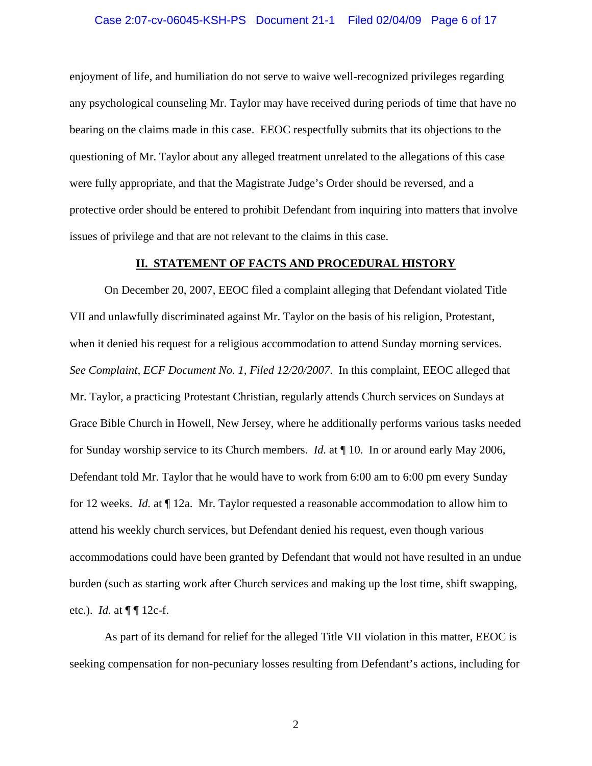enjoyment of life, and humiliation do not serve to waive well-recognized privileges regarding any psychological counseling Mr. Taylor may have received during periods of time that have no bearing on the claims made in this case. EEOC respectfully submits that its objections to the questioning of Mr. Taylor about any alleged treatment unrelated to the allegations of this case were fully appropriate, and that the Magistrate Judge's Order should be reversed, and a protective order should be entered to prohibit Defendant from inquiring into matters that involve issues of privilege and that are not relevant to the claims in this case.

## II. STATEMENT OF FACTS AND PROCEDURAL HISTORY

On December 20, 2007, EEOC filed a complaint alleging that Defendant violated Title VII and unlawfully discriminated against Mr. Taylor on the basis of his religion, Protestant, when it denied his request for a religious accommodation to attend Sunday morning services. *See Complaint, ECF Document No. 1, Filed 12/20/2007*. In this complaint, EEOC alleged that Mr. Taylor, a practicing Protestant Christian, regularly attends Church services on Sundays at Grace Bible Church in Howell, New Jersey, where he additionally performs various tasks needed for Sunday worship service to its Church members. *Id.* at ¶ 10. In or around early May 2006, Defendant told Mr. Taylor that he would have to work from 6:00 am to 6:00 pm every Sunday for 12 weeks. *Id.* at ¶ 12a. Mr. Taylor requested a reasonable accommodation to allow him to attend his weekly church services, but Defendant denied his request, even though various accommodations could have been granted by Defendant that would not have resulted in an undue burden (such as starting work after Church services and making up the lost time, shift swapping, etc.). *Id.* at ¶ ¶ 12c-f.

As part of its demand for relief for the alleged Title VII violation in this matter, EEOC is seeking compensation for non-pecuniary losses resulting from Defendant's actions, including for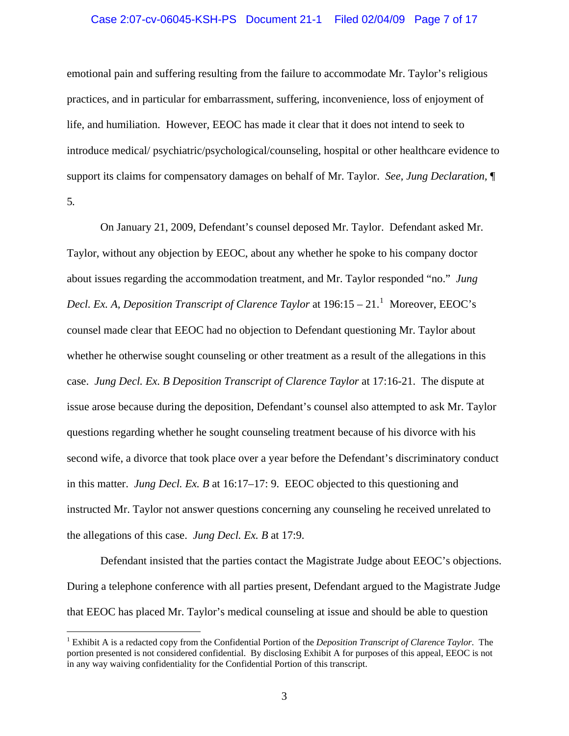emotional pain and suffering resulting from the failure to accommodate Mr. Taylor's religious practices, and in particular for embarrassment, suffering, inconvenience, loss of enjoyment of life, and humiliation. However, EEOC has made it clear that it does not intend to seek to introduce medical/ psychiatric/psychological/counseling, hospital or other healthcare evidence to support its claims for compensatory damages on behalf of Mr. Taylor. *See, Jung Declaration,* ¶ 5.

On January 21, 2009, Defendant's counsel deposed Mr. Taylor. Defendant asked Mr. Taylor, without any objection by EEOC, about any whether he spoke to his company doctor about issues regarding the accommodation treatment, and Mr. Taylor responded "no." *Jung Decl. Ex. A, Deposition Transcript of Clarence Taylor* at 196:15 – 21.[1] Moreover, EEOC's counsel made clear that EEOC had no objection to Defendant questioning Mr. Taylor about whether he otherwise sought counseling or other treatment as a result of the allegations in this case. *Jung Decl. Ex. B Deposition Transcript of Clarence Taylor* at 17:16-21. The dispute at issue arose because during the deposition, Defendant's counsel also attempted to ask Mr. Taylor questions regarding whether he sought counseling treatment because of his divorce with his second wife, a divorce that took place over a year before the Defendant's discriminatory conduct in this matter. *Jung Decl. Ex. B* at 16:17–17: 9. EEOC objected to this questioning and instructed Mr. Taylor not answer questions concerning any counseling he received unrelated to the allegations of this case. *Jung Decl. Ex. B* at 17:9.

Defendant insisted that the parties contact the Magistrate Judge about EEOC's objections. During a telephone conference with all parties present, Defendant argued to the Magistrate Judge that EEOC has placed Mr. Taylor's medical counseling at issue and should be able to question

[1] Exhibit A is a redacted copy from the Confidential Portion of the *Deposition Transcript of Clarence Taylor*. The portion presented is not considered confidential. By disclosing Exhibit A for purposes of this appeal, EEOC is not in any way waiving confidentiality for the Confidential Portion of this transcript.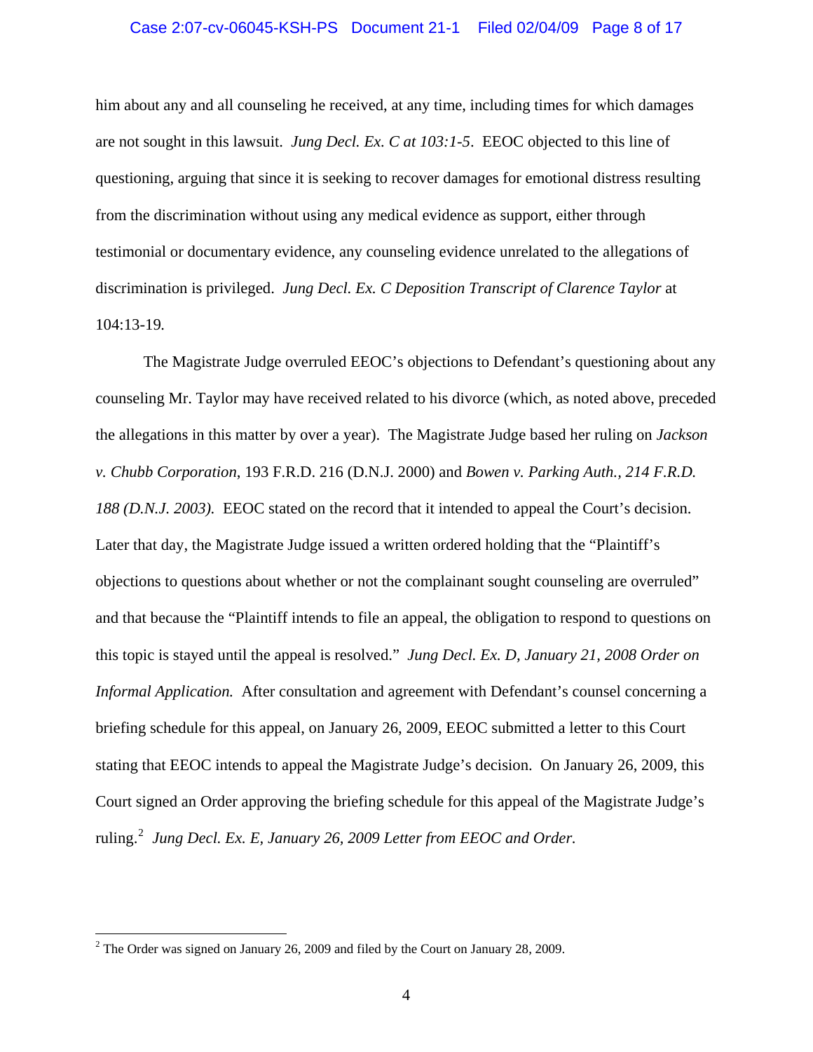him about any and all counseling he received, at any time, including times for which damages are not sought in this lawsuit. *Jung Decl. Ex. C at 103:1-5*. EEOC objected to this line of questioning, arguing that since it is seeking to recover damages for emotional distress resulting from the discrimination without using any medical evidence as support, either through testimonial or documentary evidence, any counseling evidence unrelated to the allegations of discrimination is privileged. *Jung Decl. Ex. C Deposition Transcript of Clarence Taylor* at 104:13-19.

The Magistrate Judge overruled EEOC's objections to Defendant's questioning about any counseling Mr. Taylor may have received related to his divorce (which, as noted above, preceded the allegations in this matter by over a year). The Magistrate Judge based her ruling on *Jackson v. Chubb Corporation*, 193 F.R.D. 216 (D.N.J. 2000) and *Bowen v. Parking Auth., 214 F.R.D. 188 (D.N.J. 2003).* EEOC stated on the record that it intended to appeal the Court's decision. Later that day, the Magistrate Judge issued a written ordered holding that the "Plaintiff's objections to questions about whether or not the complainant sought counseling are overruled" and that because the "Plaintiff intends to file an appeal, the obligation to respond to questions on this topic is stayed until the appeal is resolved." *Jung Decl. Ex. D, January 21, 2008 Order on Informal Application.* After consultation and agreement with Defendant's counsel concerning a briefing schedule for this appeal, on January 26, 2009, EEOC submitted a letter to this Court stating that EEOC intends to appeal the Magistrate Judge's decision. On January 26, 2009, this Court signed an Order approving the briefing schedule for this appeal of the Magistrate Judge's ruling.[2] *Jung Decl. Ex. E, January 26, 2009 Letter from EEOC and Order.*

[2] The Order was signed on January 26, 2009 and filed by the Court on January 28, 2009.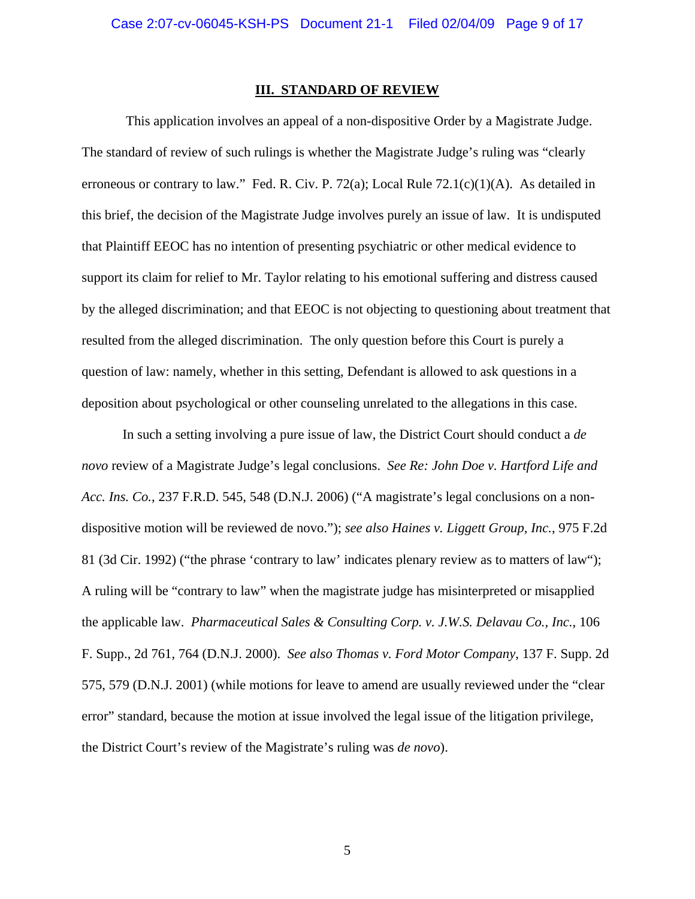### III. STANDARD OF REVIEW

This application involves an appeal of a non-dispositive Order by a Magistrate Judge. The standard of review of such rulings is whether the Magistrate Judge's ruling was "clearly erroneous or contrary to law." Fed. R. Civ. P. 72(a); Local Rule 72.1(c)(1)(A). As detailed in this brief, the decision of the Magistrate Judge involves purely an issue of law. It is undisputed that Plaintiff EEOC has no intention of presenting psychiatric or other medical evidence to support its claim for relief to Mr. Taylor relating to his emotional suffering and distress caused by the alleged discrimination; and that EEOC is not objecting to questioning about treatment that resulted from the alleged discrimination. The only question before this Court is purely a question of law: namely, whether in this setting, Defendant is allowed to ask questions in a deposition about psychological or other counseling unrelated to the allegations in this case.

In such a setting involving a pure issue of law, the District Court should conduct a *de novo* review of a Magistrate Judge's legal conclusions. *See Re: John Doe v. Hartford Life and Acc. Ins. Co.*, 237 F.R.D. 545, 548 (D.N.J. 2006) ("A magistrate's legal conclusions on a non-dispositive motion will be reviewed de novo."); *see also Haines v. Liggett Group, Inc.*, 975 F.2d 81 (3d Cir. 1992) ("the phrase 'contrary to law' indicates plenary review as to matters of law"); A ruling will be "contrary to law" when the magistrate judge has misinterpreted or misapplied the applicable law. *Pharmaceutical Sales & Consulting Corp. v. J.W.S. Delavau Co., Inc.*, 106 F. Supp., 2d 761, 764 (D.N.J. 2000). *See also Thomas v. Ford Motor Company*, 137 F. Supp. 2d 575, 579 (D.N.J. 2001) (while motions for leave to amend are usually reviewed under the "clear error" standard, because the motion at issue involved the legal issue of the litigation privilege, the District Court's review of the Magistrate's ruling was *de novo*).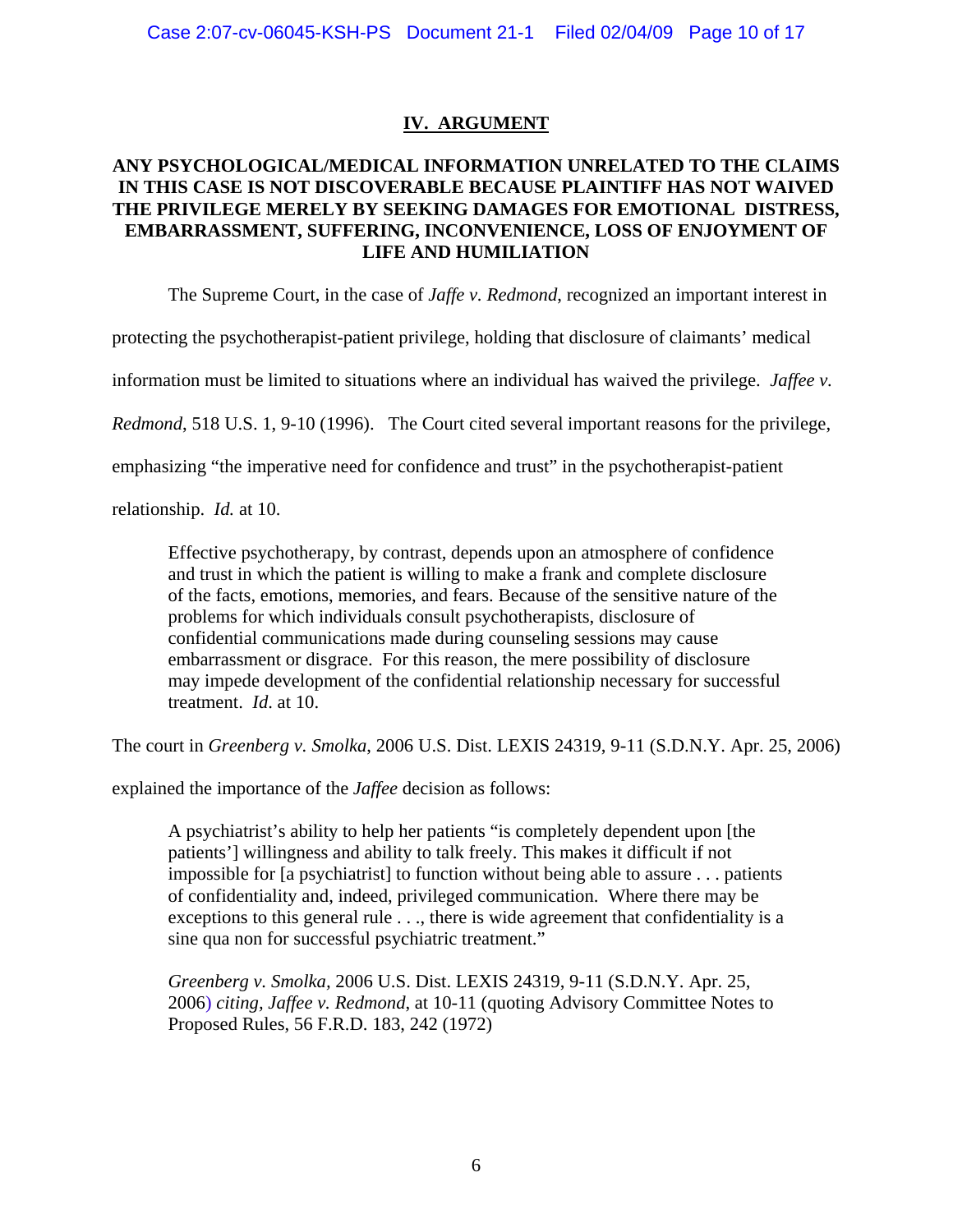## IV. ARGUMENT

### ANY PSYCHOLOGICAL/MEDICAL INFORMATION UNRELATED TO THE CLAIMS IN THIS CASE IS NOT DISCOVERABLE BECAUSE PLAINTIFF HAS NOT WAIVED THE PRIVILEGE MERELY BY SEEKING DAMAGES FOR EMOTIONAL DISTRESS, EMBARRASSMENT, SUFFERING, INCONVENIENCE, LOSS OF ENJOYMENT OF LIFE AND HUMILIATION

The Supreme Court, in the case of *Jaffe v. Redmond*, recognized an important interest in protecting the psychotherapist-patient privilege, holding that disclosure of claimants' medical information must be limited to situations where an individual has waived the privilege. *Jaffee v. Redmond*, 518 U.S. 1, 9-10 (1996). The Court cited several important reasons for the privilege, emphasizing "the imperative need for confidence and trust" in the psychotherapist-patient relationship. *Id.* at 10.

> Effective psychotherapy, by contrast, depends upon an atmosphere of confidence and trust in which the patient is willing to make a frank and complete disclosure of the facts, emotions, memories, and fears. Because of the sensitive nature of the problems for which individuals consult psychotherapists, disclosure of confidential communications made during counseling sessions may cause embarrassment or disgrace. For this reason, the mere possibility of disclosure may impede development of the confidential relationship necessary for successful treatment. *Id*. at 10.

The court in *Greenberg v. Smolka*, 2006 U.S. Dist. LEXIS 24319, 9-11 (S.D.N.Y. Apr. 25, 2006) explained the importance of the *Jaffee* decision as follows:

> A psychiatrist's ability to help her patients "is completely dependent upon [the patients'] willingness and ability to talk freely. This makes it difficult if not impossible for [a psychiatrist] to function without being able to assure . . . patients of confidentiality and, indeed, privileged communication. Where there may be exceptions to this general rule . . ., there is wide agreement that confidentiality is a sine qua non for successful psychiatric treatment."
>
> *Greenberg v. Smolka,* 2006 U.S. Dist. LEXIS 24319, 9-11 (S.D.N.Y. Apr. 25, 2006) *citing, Jaffee v. Redmond*, at 10-11 (quoting Advisory Committee Notes to Proposed Rules, 56 F.R.D. 183, 242 (1972)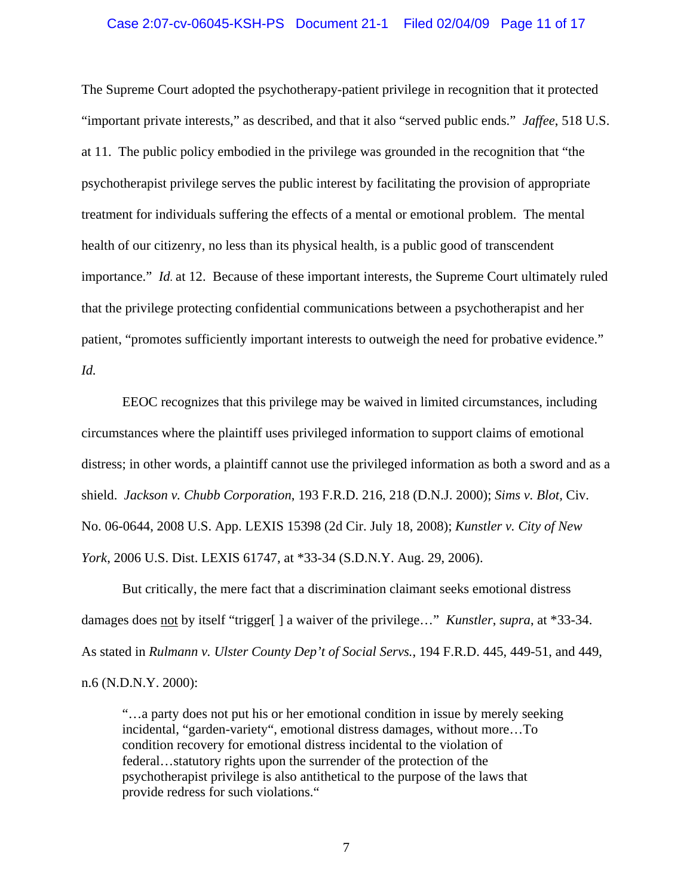The Supreme Court adopted the psychotherapy-patient privilege in recognition that it protected "important private interests," as described, and that it also "served public ends." *Jaffee*, 518 U.S. at 11. The public policy embodied in the privilege was grounded in the recognition that "the psychotherapist privilege serves the public interest by facilitating the provision of appropriate treatment for individuals suffering the effects of a mental or emotional problem. The mental health of our citizenry, no less than its physical health, is a public good of transcendent importance." *Id.* at 12. Because of these important interests, the Supreme Court ultimately ruled that the privilege protecting confidential communications between a psychotherapist and her patient, "promotes sufficiently important interests to outweigh the need for probative evidence." *Id.*

EEOC recognizes that this privilege may be waived in limited circumstances, including circumstances where the plaintiff uses privileged information to support claims of emotional distress; in other words, a plaintiff cannot use the privileged information as both a sword and as a shield. *Jackson v. Chubb Corporation*, 193 F.R.D. 216, 218 (D.N.J. 2000); *Sims v. Blot*, Civ. No. 06-0644, 2008 U.S. App. LEXIS 15398 (2d Cir. July 18, 2008); *Kunstler v. City of New York*, 2006 U.S. Dist. LEXIS 61747, at *33-34 (S.D.N.Y. Aug. 29, 2006).

But critically, the mere fact that a discrimination claimant seeks emotional distress damages does <u>not</u> by itself "trigger[ ] a waiver of the privilege…" *Kunstler*, *supra*, at *33-34. As stated in *Rulmann v. Ulster County Dep't of Social Servs.*, 194 F.R.D. 445, 449-51, and 449, n.6 (N.D.N.Y. 2000):

> "…a party does not put his or her emotional condition in issue by merely seeking incidental, "garden-variety", emotional distress damages, without more…To condition recovery for emotional distress incidental to the violation of federal…statutory rights upon the surrender of the protection of the psychotherapist privilege is also antithetical to the purpose of the laws that provide redress for such violations."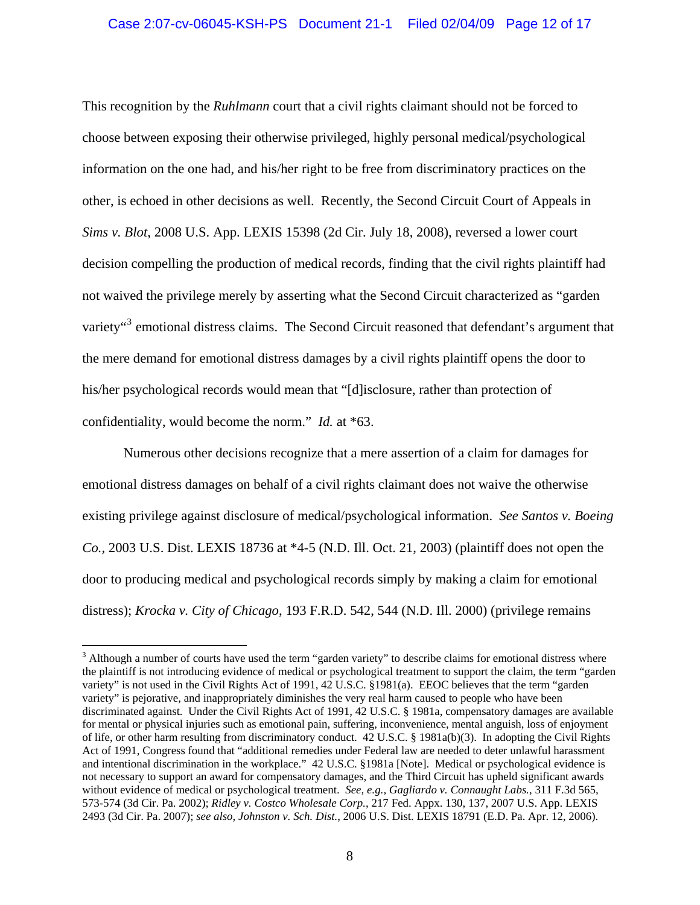This recognition by the *Ruhlmann* court that a civil rights claimant should not be forced to choose between exposing their otherwise privileged, highly personal medical/psychological information on the one had, and his/her right to be free from discriminatory practices on the other, is echoed in other decisions as well. Recently, the Second Circuit Court of Appeals in *Sims v. Blot,* 2008 U.S. App. LEXIS 15398 (2d Cir. July 18, 2008), reversed a lower court decision compelling the production of medical records, finding that the civil rights plaintiff had not waived the privilege merely by asserting what the Second Circuit characterized as "garden variety"[3] emotional distress claims. The Second Circuit reasoned that defendant's argument that the mere demand for emotional distress damages by a civil rights plaintiff opens the door to his/her psychological records would mean that "[d]isclosure, rather than protection of confidentiality, would become the norm." *Id.* at *63.

Numerous other decisions recognize that a mere assertion of a claim for damages for emotional distress damages on behalf of a civil rights claimant does not waive the otherwise existing privilege against disclosure of medical/psychological information. *See Santos v. Boeing Co.,* 2003 U.S. Dist. LEXIS 18736 at *4-5 (N.D. Ill. Oct. 21, 2003) (plaintiff does not open the door to producing medical and psychological records simply by making a claim for emotional distress); *Krocka v. City of Chicago*, 193 F.R.D. 542, 544 (N.D. Ill. 2000) (privilege remains

---

[3] Although a number of courts have used the term "garden variety" to describe claims for emotional distress where the plaintiff is not introducing evidence of medical or psychological treatment to support the claim, the term "garden variety" is not used in the Civil Rights Act of 1991, 42 U.S.C. §1981(a). EEOC believes that the term "garden variety" is pejorative, and inappropriately diminishes the very real harm caused to people who have been discriminated against. Under the Civil Rights Act of 1991, 42 U.S.C. § 1981a, compensatory damages are available for mental or physical injuries such as emotional pain, suffering, inconvenience, mental anguish, loss of enjoyment of life, or other harm resulting from discriminatory conduct. 42 U.S.C. § 1981a(b)(3). In adopting the Civil Rights Act of 1991, Congress found that "additional remedies under Federal law are needed to deter unlawful harassment and intentional discrimination in the workplace." 42 U.S.C. §1981a [Note]. Medical or psychological evidence is not necessary to support an award for compensatory damages, and the Third Circuit has upheld significant awards without evidence of medical or psychological treatment. *See, e.g., Gagliardo v. Connaught Labs.*, 311 F.3d 565, 573-574 (3d Cir. Pa. 2002); *Ridley v. Costco Wholesale Corp.*, 217 Fed. Appx. 130, 137, 2007 U.S. App. LEXIS 2493 (3d Cir. Pa. 2007); *see also, Johnston v. Sch. Dist.*, 2006 U.S. Dist. LEXIS 18791 (E.D. Pa. Apr. 12, 2006).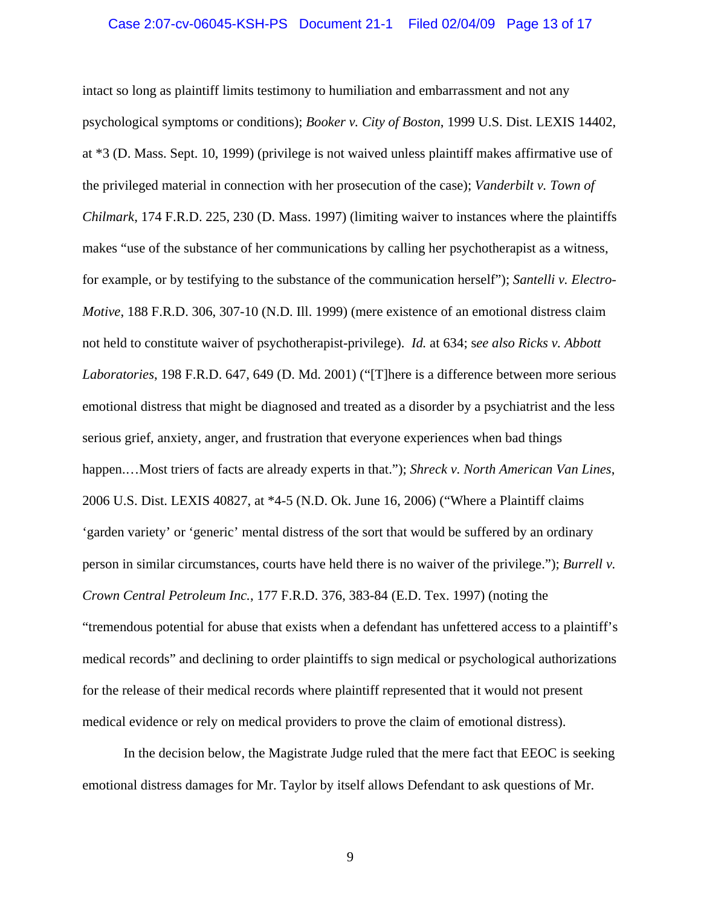intact so long as plaintiff limits testimony to humiliation and embarrassment and not any psychological symptoms or conditions); *Booker v. City of Boston*, 1999 U.S. Dist. LEXIS 14402, at *3 (D. Mass. Sept. 10, 1999) (privilege is not waived unless plaintiff makes affirmative use of the privileged material in connection with her prosecution of the case); *Vanderbilt v. Town of Chilmark*, 174 F.R.D. 225, 230 (D. Mass. 1997) (limiting waiver to instances where the plaintiffs makes "use of the substance of her communications by calling her psychotherapist as a witness, for example, or by testifying to the substance of the communication herself"); *Santelli v. Electro-Motive*, 188 F.R.D. 306, 307-10 (N.D. Ill. 1999) (mere existence of an emotional distress claim not held to constitute waiver of psychotherapist-privilege). *Id.* at 634; s*ee also Ricks v. Abbott Laboratories*, 198 F.R.D. 647, 649 (D. Md. 2001) ("[T]here is a difference between more serious emotional distress that might be diagnosed and treated as a disorder by a psychiatrist and the less serious grief, anxiety, anger, and frustration that everyone experiences when bad things happen.…Most triers of facts are already experts in that."); *Shreck v. North American Van Lines*, 2006 U.S. Dist. LEXIS 40827, at *4-5 (N.D. Ok. June 16, 2006) ("Where a Plaintiff claims 'garden variety' or 'generic' mental distress of the sort that would be suffered by an ordinary person in similar circumstances, courts have held there is no waiver of the privilege."); *Burrell v. Crown Central Petroleum Inc.*, 177 F.R.D. 376, 383-84 (E.D. Tex. 1997) (noting the "tremendous potential for abuse that exists when a defendant has unfettered access to a plaintiff's medical records" and declining to order plaintiffs to sign medical or psychological authorizations for the release of their medical records where plaintiff represented that it would not present medical evidence or rely on medical providers to prove the claim of emotional distress).

In the decision below, the Magistrate Judge ruled that the mere fact that EEOC is seeking emotional distress damages for Mr. Taylor by itself allows Defendant to ask questions of Mr.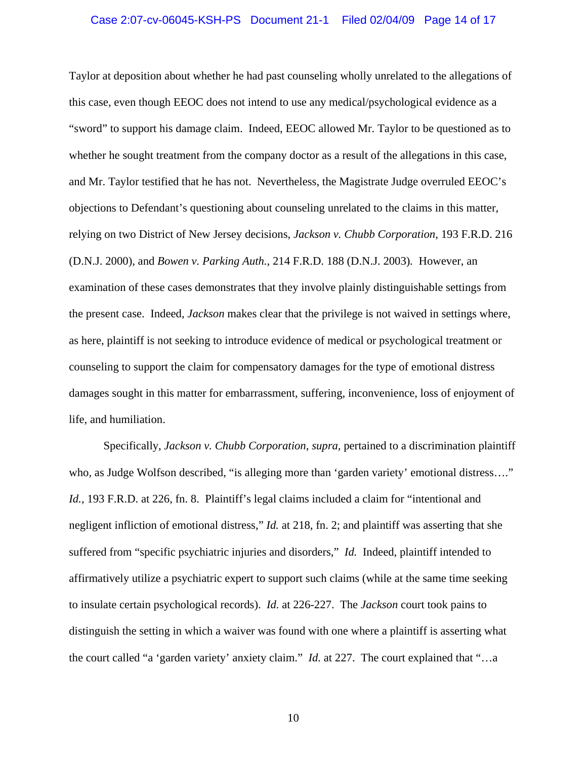Taylor at deposition about whether he had past counseling wholly unrelated to the allegations of this case, even though EEOC does not intend to use any medical/psychological evidence as a "sword" to support his damage claim. Indeed, EEOC allowed Mr. Taylor to be questioned as to whether he sought treatment from the company doctor as a result of the allegations in this case, and Mr. Taylor testified that he has not. Nevertheless, the Magistrate Judge overruled EEOC's objections to Defendant's questioning about counseling unrelated to the claims in this matter, relying on two District of New Jersey decisions, *Jackson v. Chubb Corporation*, 193 F.R.D. 216 (D.N.J. 2000), and *Bowen v. Parking Auth.*, 214 F.R.D. 188 (D.N.J. 2003). However, an examination of these cases demonstrates that they involve plainly distinguishable settings from the present case. Indeed, *Jackson* makes clear that the privilege is not waived in settings where, as here, plaintiff is not seeking to introduce evidence of medical or psychological treatment or counseling to support the claim for compensatory damages for the type of emotional distress damages sought in this matter for embarrassment, suffering, inconvenience, loss of enjoyment of life, and humiliation.

Specifically, *Jackson v. Chubb Corporation*, *supra*, pertained to a discrimination plaintiff who, as Judge Wolfson described, "is alleging more than 'garden variety' emotional distress…." *Id.*, 193 F.R.D. at 226, fn. 8. Plaintiff's legal claims included a claim for "intentional and negligent infliction of emotional distress," *Id.* at 218, fn. 2; and plaintiff was asserting that she suffered from "specific psychiatric injuries and disorders," *Id.* Indeed, plaintiff intended to affirmatively utilize a psychiatric expert to support such claims (while at the same time seeking to insulate certain psychological records). *Id.* at 226-227. The *Jackson* court took pains to distinguish the setting in which a waiver was found with one where a plaintiff is asserting what the court called "a 'garden variety' anxiety claim." *Id.* at 227. The court explained that "…a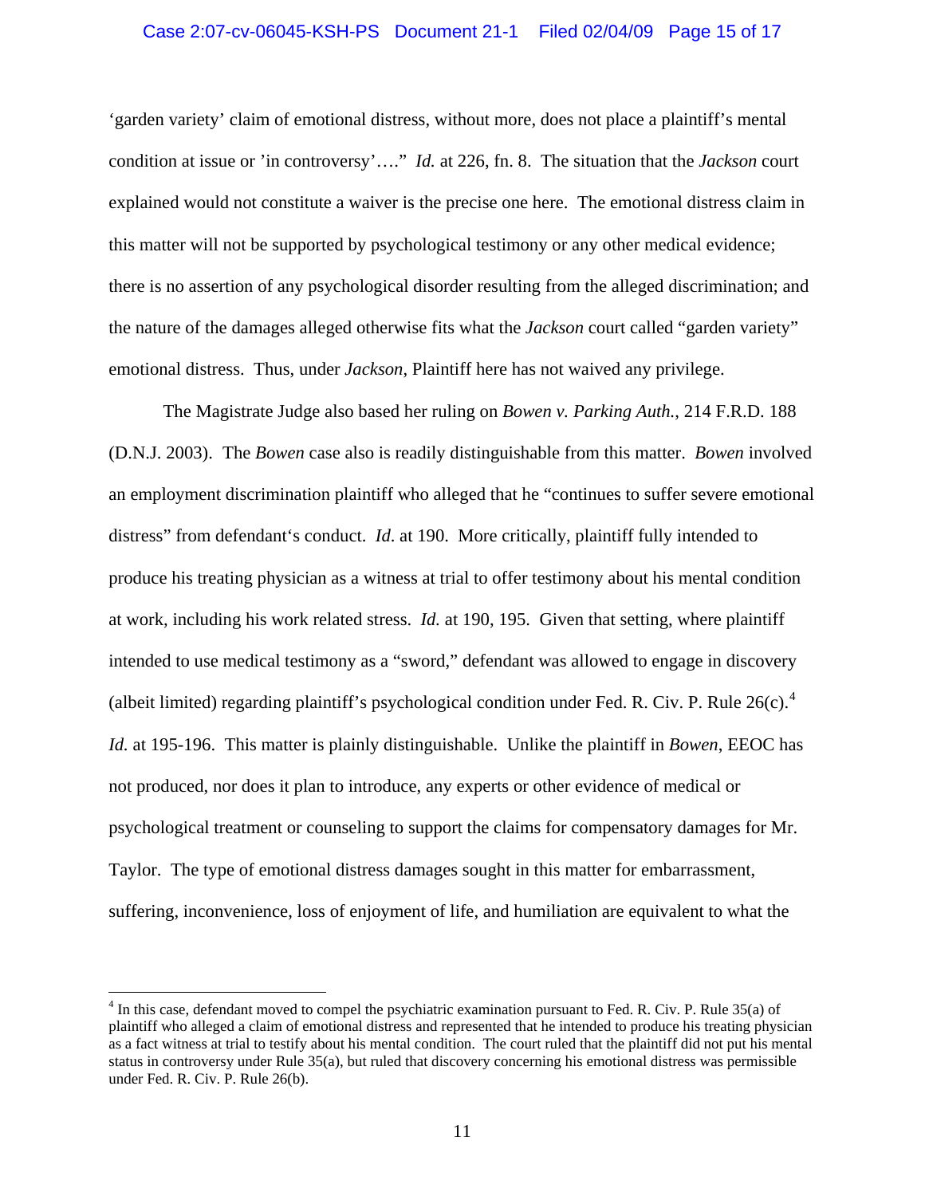'garden variety' claim of emotional distress, without more, does not place a plaintiff's mental condition at issue or 'in controversy'…." *Id.* at 226, fn. 8. The situation that the *Jackson* court explained would not constitute a waiver is the precise one here. The emotional distress claim in this matter will not be supported by psychological testimony or any other medical evidence; there is no assertion of any psychological disorder resulting from the alleged discrimination; and the nature of the damages alleged otherwise fits what the *Jackson* court called "garden variety" emotional distress. Thus, under *Jackson*, Plaintiff here has not waived any privilege.

The Magistrate Judge also based her ruling on *Bowen v. Parking Auth.*, 214 F.R.D. 188 (D.N.J. 2003). The *Bowen* case also is readily distinguishable from this matter. *Bowen* involved an employment discrimination plaintiff who alleged that he "continues to suffer severe emotional distress" from defendant's conduct. *Id*. at 190. More critically, plaintiff fully intended to produce his treating physician as a witness at trial to offer testimony about his mental condition at work, including his work related stress. *Id.* at 190, 195. Given that setting, where plaintiff intended to use medical testimony as a "sword," defendant was allowed to engage in discovery (albeit limited) regarding plaintiff's psychological condition under Fed. R. Civ. P. Rule 26(c).[4] *Id.* at 195-196. This matter is plainly distinguishable. Unlike the plaintiff in *Bowen*, EEOC has not produced, nor does it plan to introduce, any experts or other evidence of medical or psychological treatment or counseling to support the claims for compensatory damages for Mr. Taylor. The type of emotional distress damages sought in this matter for embarrassment, suffering, inconvenience, loss of enjoyment of life, and humiliation are equivalent to what the

---

[4] In this case, defendant moved to compel the psychiatric examination pursuant to Fed. R. Civ. P. Rule 35(a) of plaintiff who alleged a claim of emotional distress and represented that he intended to produce his treating physician as a fact witness at trial to testify about his mental condition. The court ruled that the plaintiff did not put his mental status in controversy under Rule 35(a), but ruled that discovery concerning his emotional distress was permissible under Fed. R. Civ. P. Rule 26(b).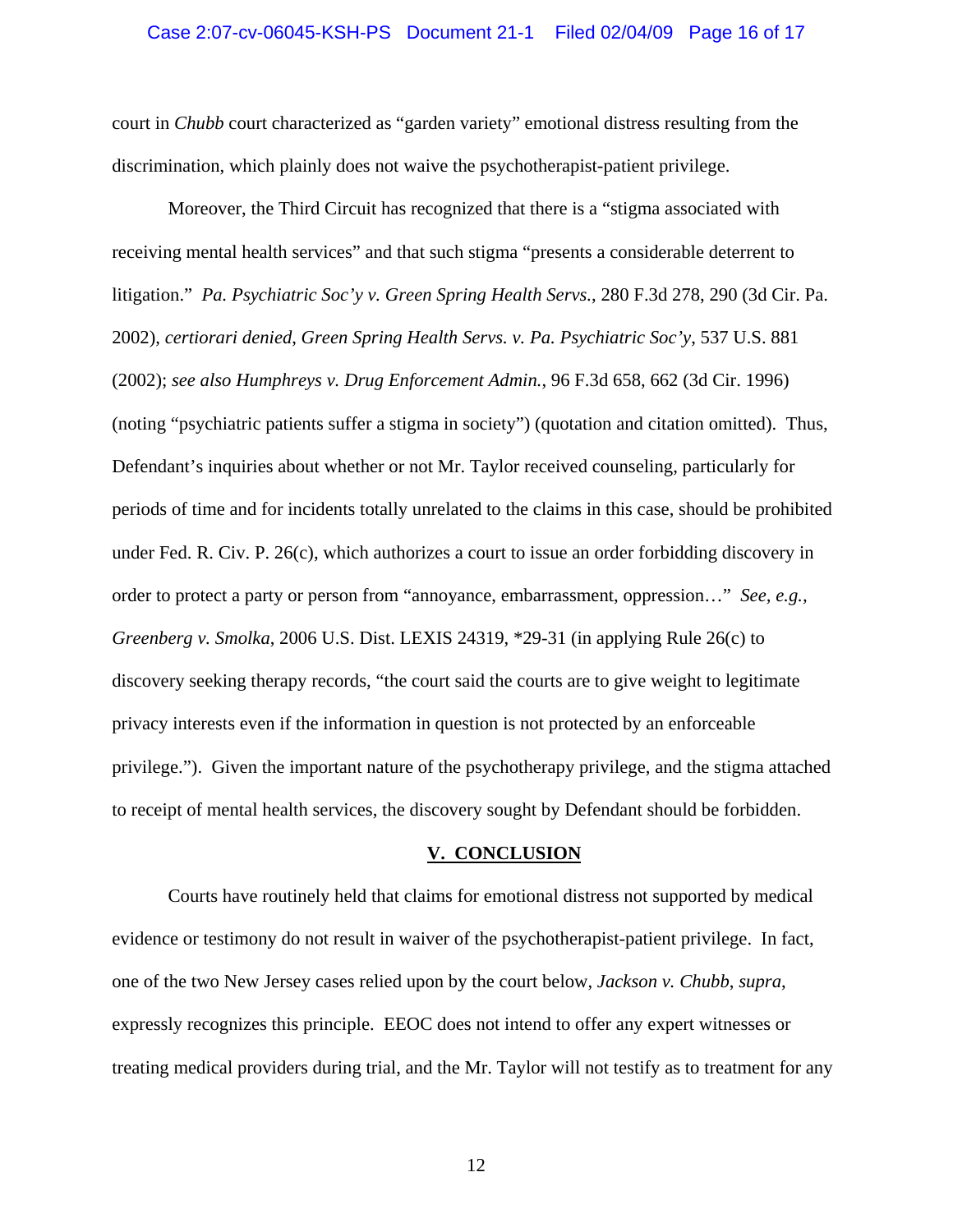court in *Chubb* court characterized as "garden variety" emotional distress resulting from the discrimination, which plainly does not waive the psychotherapist-patient privilege.

Moreover, the Third Circuit has recognized that there is a "stigma associated with receiving mental health services" and that such stigma "presents a considerable deterrent to litigation." *Pa. Psychiatric Soc'y v. Green Spring Health Servs.*, 280 F.3d 278, 290 (3d Cir. Pa. 2002), *certiorari denied*, *Green Spring Health Servs. v. Pa. Psychiatric Soc'y*, 537 U.S. 881 (2002); *see also Humphreys v. Drug Enforcement Admin.*, 96 F.3d 658, 662 (3d Cir. 1996) (noting "psychiatric patients suffer a stigma in society") (quotation and citation omitted). Thus, Defendant's inquiries about whether or not Mr. Taylor received counseling, particularly for periods of time and for incidents totally unrelated to the claims in this case, should be prohibited under Fed. R. Civ. P. 26(c), which authorizes a court to issue an order forbidding discovery in order to protect a party or person from "annoyance, embarrassment, oppression…" *See, e.g., Greenberg v. Smolka*, 2006 U.S. Dist. LEXIS 24319, *29-31 (in applying Rule 26(c) to discovery seeking therapy records, "the court said the courts are to give weight to legitimate privacy interests even if the information in question is not protected by an enforceable privilege."). Given the important nature of the psychotherapy privilege, and the stigma attached to receipt of mental health services, the discovery sought by Defendant should be forbidden.

## V. CONCLUSION

Courts have routinely held that claims for emotional distress not supported by medical evidence or testimony do not result in waiver of the psychotherapist-patient privilege. In fact, one of the two New Jersey cases relied upon by the court below, *Jackson v. Chubb*, *supra*, expressly recognizes this principle. EEOC does not intend to offer any expert witnesses or treating medical providers during trial, and the Mr. Taylor will not testify as to treatment for any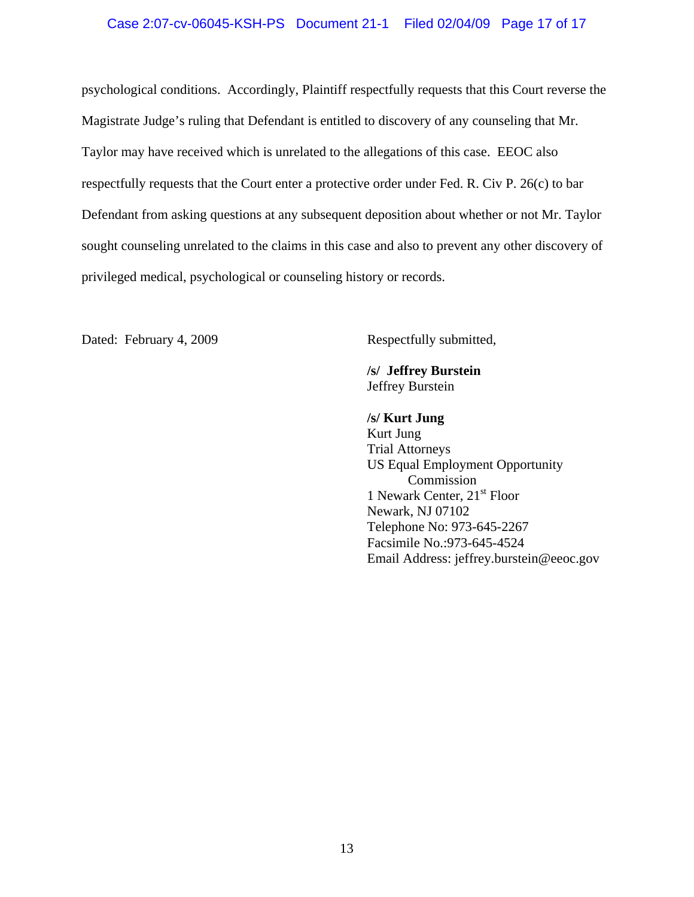psychological conditions. Accordingly, Plaintiff respectfully requests that this Court reverse the Magistrate Judge's ruling that Defendant is entitled to discovery of any counseling that Mr. Taylor may have received which is unrelated to the allegations of this case. EEOC also respectfully requests that the Court enter a protective order under Fed. R. Civ P. 26(c) to bar Defendant from asking questions at any subsequent deposition about whether or not Mr. Taylor sought counseling unrelated to the claims in this case and also to prevent any other discovery of privileged medical, psychological or counseling history or records.

Dated: February 4, 2009

Respectfully submitted,

**/s/ Jeffrey Burstein**
Jeffrey Burstein

**/s/ Kurt Jung**
Kurt Jung
Trial Attorneys
US Equal Employment Opportunity Commission
1 Newark Center, 21st Floor
Newark, NJ 07102
Telephone No: 973-645-2267
Facsimile No.:973-645-4524
Email Address: jeffrey.burstein@eeoc.gov